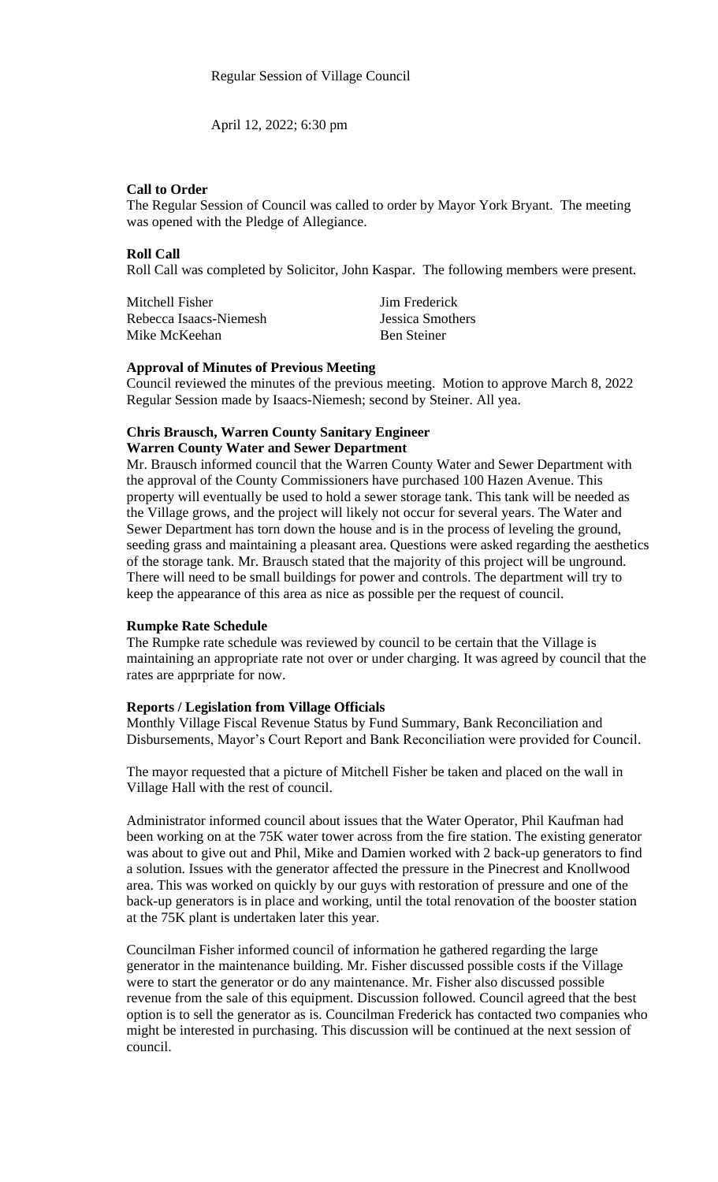Regular Session of Village Council

April 12, 2022; 6:30 pm

**Call to Order**

The Regular Session of Council was called to order by Mayor York Bryant. The meeting was opened with the Pledge of Allegiance.

**Roll Call**

Roll Call was completed by Solicitor, John Kaspar. The following members were present.

| | |
|---|---|
| Mitchell Fisher | Jim Frederick |
| Rebecca Isaacs-Niemesh | Jessica Smothers |
| Mike McKeehan | Ben Steiner |

**Approval of Minutes of Previous Meeting**

Council reviewed the minutes of the previous meeting. Motion to approve March 8, 2022 Regular Session made by Isaacs-Niemesh; second by Steiner. All yea.

**Chris Brausch, Warren County Sanitary Engineer**
**Warren County Water and Sewer Department**

Mr. Brausch informed council that the Warren County Water and Sewer Department with the approval of the County Commissioners have purchased 100 Hazen Avenue. This property will eventually be used to hold a sewer storage tank. This tank will be needed as the Village grows, and the project will likely not occur for several years. The Water and Sewer Department has torn down the house and is in the process of leveling the ground, seeding grass and maintaining a pleasant area. Questions were asked regarding the aesthetics of the storage tank. Mr. Brausch stated that the majority of this project will be unground. There will need to be small buildings for power and controls. The department will try to keep the appearance of this area as nice as possible per the request of council.

**Rumpke Rate Schedule**

The Rumpke rate schedule was reviewed by council to be certain that the Village is maintaining an appropriate rate not over or under charging. It was agreed by council that the rates are apprpriate for now.

**Reports / Legislation from Village Officials**

Monthly Village Fiscal Revenue Status by Fund Summary, Bank Reconciliation and Disbursements, Mayor's Court Report and Bank Reconciliation were provided for Council.

The mayor requested that a picture of Mitchell Fisher be taken and placed on the wall in Village Hall with the rest of council.

Administrator informed council about issues that the Water Operator, Phil Kaufman had been working on at the 75K water tower across from the fire station. The existing generator was about to give out and Phil, Mike and Damien worked with 2 back-up generators to find a solution. Issues with the generator affected the pressure in the Pinecrest and Knollwood area. This was worked on quickly by our guys with restoration of pressure and one of the back-up generators is in place and working, until the total renovation of the booster station at the 75K plant is undertaken later this year.

Councilman Fisher informed council of information he gathered regarding the large generator in the maintenance building. Mr. Fisher discussed possible costs if the Village were to start the generator or do any maintenance. Mr. Fisher also discussed possible revenue from the sale of this equipment. Discussion followed. Council agreed that the best option is to sell the generator as is. Councilman Frederick has contacted two companies who might be interested in purchasing. This discussion will be continued at the next session of council.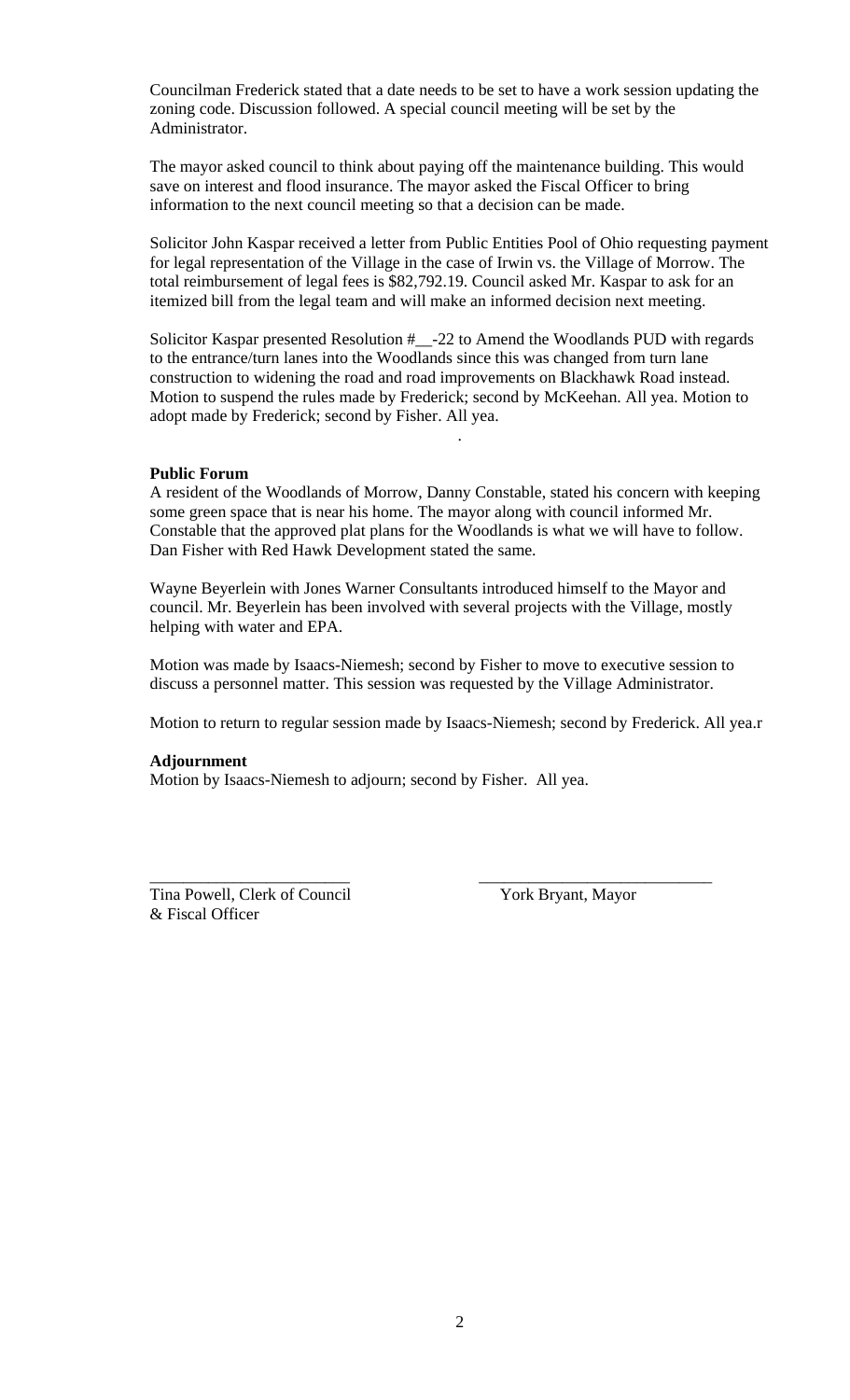Councilman Frederick stated that a date needs to be set to have a work session updating the zoning code. Discussion followed. A special council meeting will be set by the Administrator.

The mayor asked council to think about paying off the maintenance building. This would save on interest and flood insurance. The mayor asked the Fiscal Officer to bring information to the next council meeting so that a decision can be made.

Solicitor John Kaspar received a letter from Public Entities Pool of Ohio requesting payment for legal representation of the Village in the case of Irwin vs. the Village of Morrow. The total reimbursement of legal fees is $82,792.19. Council asked Mr. Kaspar to ask for an itemized bill from the legal team and will make an informed decision next meeting.

Solicitor Kaspar presented Resolution #__-22 to Amend the Woodlands PUD with regards to the entrance/turn lanes into the Woodlands since this was changed from turn lane construction to widening the road and road improvements on Blackhawk Road instead. Motion to suspend the rules made by Frederick; second by McKeehan. All yea. Motion to adopt made by Frederick; second by Fisher. All yea.

**Public Forum**
A resident of the Woodlands of Morrow, Danny Constable, stated his concern with keeping some green space that is near his home. The mayor along with council informed Mr. Constable that the approved plat plans for the Woodlands is what we will have to follow. Dan Fisher with Red Hawk Development stated the same.

Wayne Beyerlein with Jones Warner Consultants introduced himself to the Mayor and council. Mr. Beyerlein has been involved with several projects with the Village, mostly helping with water and EPA.

Motion was made by Isaacs-Niemesh; second by Fisher to move to executive session to discuss a personnel matter. This session was requested by the Village Administrator.

Motion to return to regular session made by Isaacs-Niemesh; second by Frederick. All yea.r

**Adjournment**
Motion by Isaacs-Niemesh to adjourn; second by Fisher. All yea.

\_\_\_\_\_\_\_\_\_\_\_\_\_\_\_\_\_\_\_\_\_\_\_\_ \_\_\_\_\_\_\_\_\_\_\_\_\_\_\_\_\_\_\_\_\_\_\_\_\_\_\_\_

Tina Powell, Clerk of Council & Fiscal Officer

York Bryant, Mayor